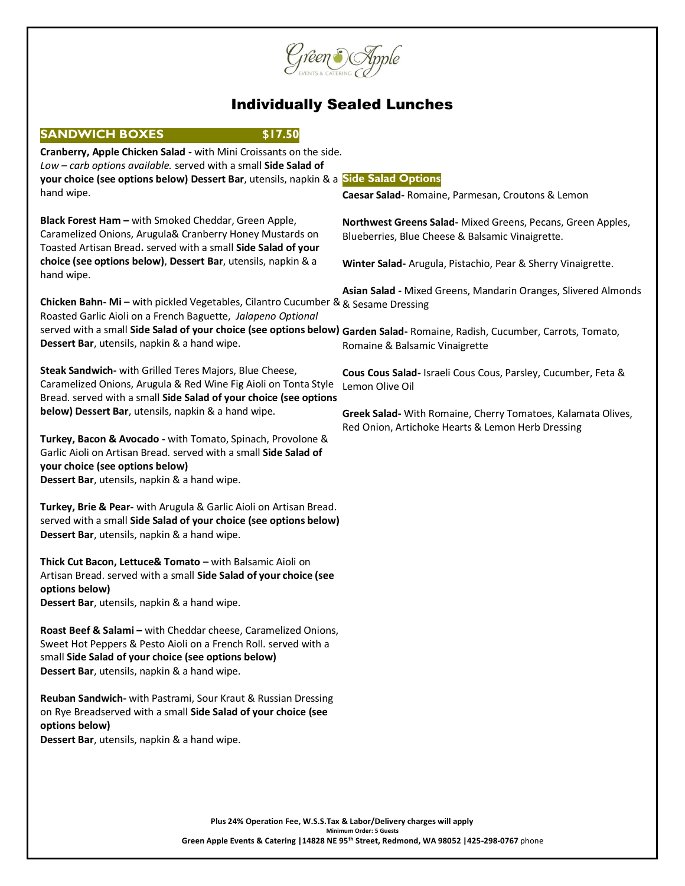Green Apple
EVENTS & CATERING

# Individually Sealed Lunches

## SANDWICH BOXES $17.50

**Cranberry, Apple Chicken Salad -** with Mini Croissants on the side. *Low – carb options available.* served with a small **Side Salad of your choice (see options below) Dessert Bar**, utensils, napkin & a hand wipe.

**Black Forest Ham –** with Smoked Cheddar, Green Apple, Caramelized Onions, Arugula& Cranberry Honey Mustards on Toasted Artisan Bread**.** served with a small **Side Salad of your choice (see options below)**, **Dessert Bar**, utensils, napkin & a hand wipe.

**Chicken Bahn- Mi –** with pickled Vegetables, Cilantro Cucumber & Roasted Garlic Aioli on a French Baguette, *Jalapeno Optional* served with a small **Side Salad of your choice (see options below) Dessert Bar**, utensils, napkin & a hand wipe.

**Steak Sandwich-** with Grilled Teres Majors, Blue Cheese, Caramelized Onions, Arugula & Red Wine Fig Aioli on Tonta Style Bread. served with a small **Side Salad of your choice (see options below) Dessert Bar**, utensils, napkin & a hand wipe.

**Turkey, Bacon & Avocado -** with Tomato, Spinach, Provolone & Garlic Aioli on Artisan Bread. served with a small **Side Salad of your choice (see options below)**
**Dessert Bar**, utensils, napkin & a hand wipe.

**Turkey, Brie & Pear-** with Arugula & Garlic Aioli on Artisan Bread. served with a small **Side Salad of your choice (see options below)**
**Dessert Bar**, utensils, napkin & a hand wipe.

**Thick Cut Bacon, Lettuce& Tomato –** with Balsamic Aioli on Artisan Bread. served with a small **Side Salad of your choice (see options below)**
**Dessert Bar**, utensils, napkin & a hand wipe.

**Roast Beef & Salami –** with Cheddar cheese, Caramelized Onions, Sweet Hot Peppers & Pesto Aioli on a French Roll. served with a small **Side Salad of your choice (see options below)**
**Dessert Bar**, utensils, napkin & a hand wipe.

**Reuban Sandwich-** with Pastrami, Sour Kraut & Russian Dressing on Rye Breadserved with a small **Side Salad of your choice (see options below)**
**Dessert Bar**, utensils, napkin & a hand wipe.

## Side Salad Options

**Caesar Salad-** Romaine, Parmesan, Croutons & Lemon

**Northwest Greens Salad-** Mixed Greens, Pecans, Green Apples, Blueberries, Blue Cheese & Balsamic Vinaigrette.

**Winter Salad-** Arugula, Pistachio, Pear & Sherry Vinaigrette.

**Asian Salad -** Mixed Greens, Mandarin Oranges, Slivered Almonds & Sesame Dressing

**Garden Salad-** Romaine, Radish, Cucumber, Carrots, Tomato, Romaine & Balsamic Vinaigrette

**Cous Cous Salad-** Israeli Cous Cous, Parsley, Cucumber, Feta & Lemon Olive Oil

**Greek Salad-** With Romaine, Cherry Tomatoes, Kalamata Olives, Red Onion, Artichoke Hearts & Lemon Herb Dressing

**Plus 24% Operation Fee, W.S.S.Tax & Labor/Delivery charges will apply**
**Minimum Order: 5 Guests**
**Green Apple Events & Catering |14828 NE 95th Street, Redmond, WA 98052 |425-298-0767** phone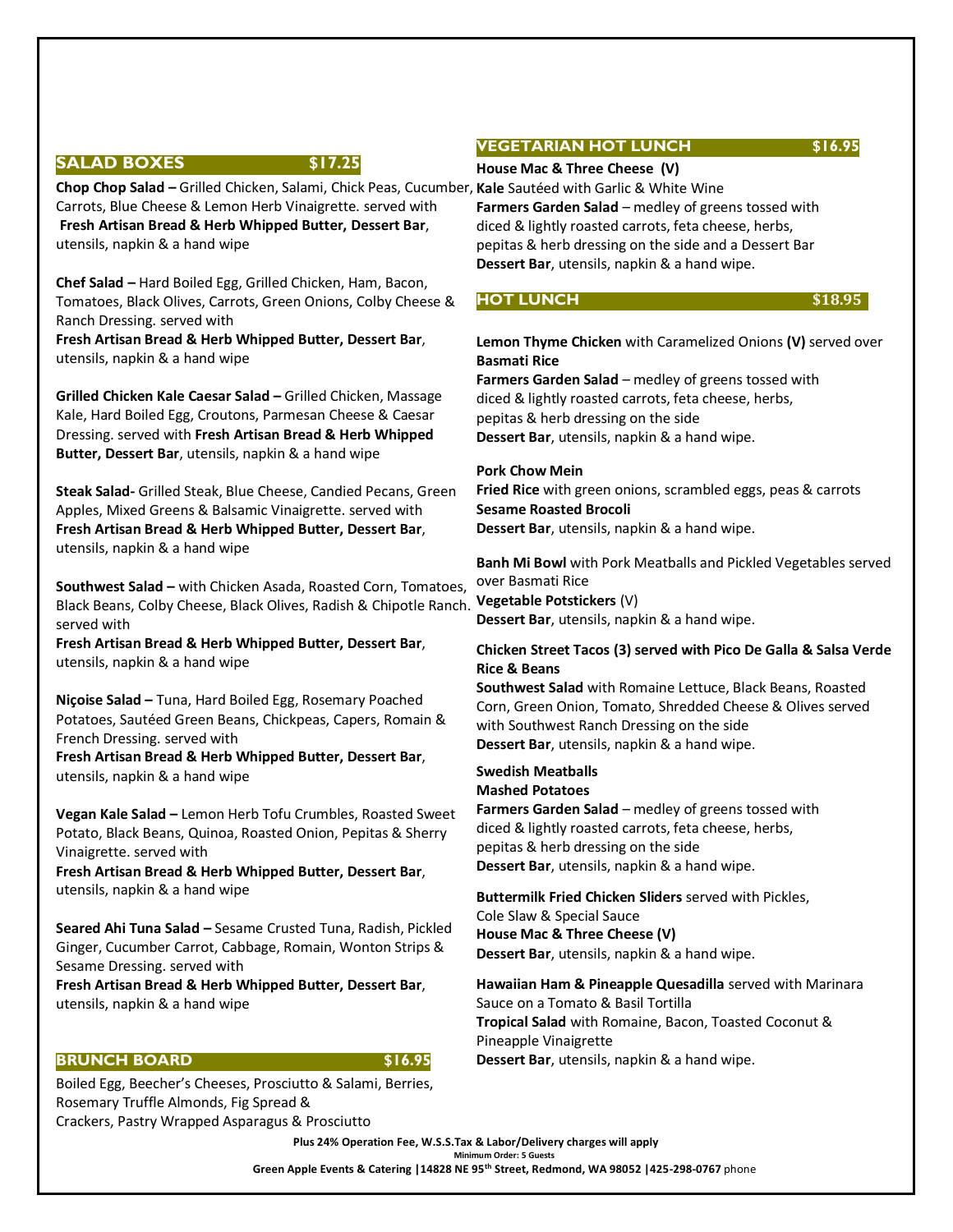## SALAD BOXES $17.25

**Chop Chop Salad –** Grilled Chicken, Salami, Chick Peas, Cucumber, Carrots, Blue Cheese & Lemon Herb Vinaigrette. served with **Fresh Artisan Bread & Herb Whipped Butter, Dessert Bar**, utensils, napkin & a hand wipe

**Chef Salad –** Hard Boiled Egg, Grilled Chicken, Ham, Bacon, Tomatoes, Black Olives, Carrots, Green Onions, Colby Cheese & Ranch Dressing. served with **Fresh Artisan Bread & Herb Whipped Butter, Dessert Bar**, utensils, napkin & a hand wipe

**Grilled Chicken Kale Caesar Salad –** Grilled Chicken, Massage Kale, Hard Boiled Egg, Croutons, Parmesan Cheese & Caesar Dressing. served with **Fresh Artisan Bread & Herb Whipped Butter, Dessert Bar**, utensils, napkin & a hand wipe

**Steak Salad-** Grilled Steak, Blue Cheese, Candied Pecans, Green Apples, Mixed Greens & Balsamic Vinaigrette. served with **Fresh Artisan Bread & Herb Whipped Butter, Dessert Bar**, utensils, napkin & a hand wipe

**Southwest Salad –** with Chicken Asada, Roasted Corn, Tomatoes, Black Beans, Colby Cheese, Black Olives, Radish & Chipotle Ranch. served with **Fresh Artisan Bread & Herb Whipped Butter, Dessert Bar**, utensils, napkin & a hand wipe

**Niçoise Salad –** Tuna, Hard Boiled Egg, Rosemary Poached Potatoes, Sautéed Green Beans, Chickpeas, Capers, Romain & French Dressing. served with **Fresh Artisan Bread & Herb Whipped Butter, Dessert Bar**, utensils, napkin & a hand wipe

**Vegan Kale Salad –** Lemon Herb Tofu Crumbles, Roasted Sweet Potato, Black Beans, Quinoa, Roasted Onion, Pepitas & Sherry Vinaigrette. served with **Fresh Artisan Bread & Herb Whipped Butter, Dessert Bar**, utensils, napkin & a hand wipe

**Seared Ahi Tuna Salad –** Sesame Crusted Tuna, Radish, Pickled Ginger, Cucumber Carrot, Cabbage, Romain, Wonton Strips & Sesame Dressing. served with **Fresh Artisan Bread & Herb Whipped Butter, Dessert Bar**, utensils, napkin & a hand wipe

## BRUNCH BOARD $16.95

Boiled Egg, Beecher's Cheeses, Prosciutto & Salami, Berries, Rosemary Truffle Almonds, Fig Spread & Crackers, Pastry Wrapped Asparagus & Prosciutto

## VEGETARIAN HOT LUNCH $16.95

**House Mac & Three Cheese (V)**
**Kale** Sautéed with Garlic & White Wine
**Farmers Garden Salad** – medley of greens tossed with diced & lightly roasted carrots, feta cheese, herbs, pepitas & herb dressing on the side and a Dessert Bar
**Dessert Bar**, utensils, napkin & a hand wipe.

## HOT LUNCH $18.95

**Lemon Thyme Chicken** with Caramelized Onions **(V)** served over **Basmati Rice**
**Farmers Garden Salad** – medley of greens tossed with diced & lightly roasted carrots, feta cheese, herbs, pepitas & herb dressing on the side
**Dessert Bar**, utensils, napkin & a hand wipe.

**Pork Chow Mein**
**Fried Rice** with green onions, scrambled eggs, peas & carrots
**Sesame Roasted Brocoli**
**Dessert Bar**, utensils, napkin & a hand wipe.

**Banh Mi Bowl** with Pork Meatballs and Pickled Vegetables served over Basmati Rice
**Vegetable Potstickers** (V)
**Dessert Bar**, utensils, napkin & a hand wipe.

**Chicken Street Tacos (3) served with Pico De Galla & Salsa Verde**
**Rice & Beans**
**Southwest Salad** with Romaine Lettuce, Black Beans, Roasted Corn, Green Onion, Tomato, Shredded Cheese & Olives served with Southwest Ranch Dressing on the side
**Dessert Bar**, utensils, napkin & a hand wipe.

**Swedish Meatballs**
**Mashed Potatoes**
**Farmers Garden Salad** – medley of greens tossed with diced & lightly roasted carrots, feta cheese, herbs, pepitas & herb dressing on the side
**Dessert Bar**, utensils, napkin & a hand wipe.

**Buttermilk Fried Chicken Sliders** served with Pickles, Cole Slaw & Special Sauce
**House Mac & Three Cheese (V)**
**Dessert Bar**, utensils, napkin & a hand wipe.

**Hawaiian Ham & Pineapple Quesadilla** served with Marinara Sauce on a Tomato & Basil Tortilla
**Tropical Salad** with Romaine, Bacon, Toasted Coconut & Pineapple Vinaigrette
**Dessert Bar**, utensils, napkin & a hand wipe.

**Plus 24% Operation Fee, W.S.S.Tax & Labor/Delivery charges will apply**

**Minimum Order: 5 Guests**

**Green Apple Events & Catering |14828 NE 95th Street, Redmond, WA 98052 |425-298-0767** phone